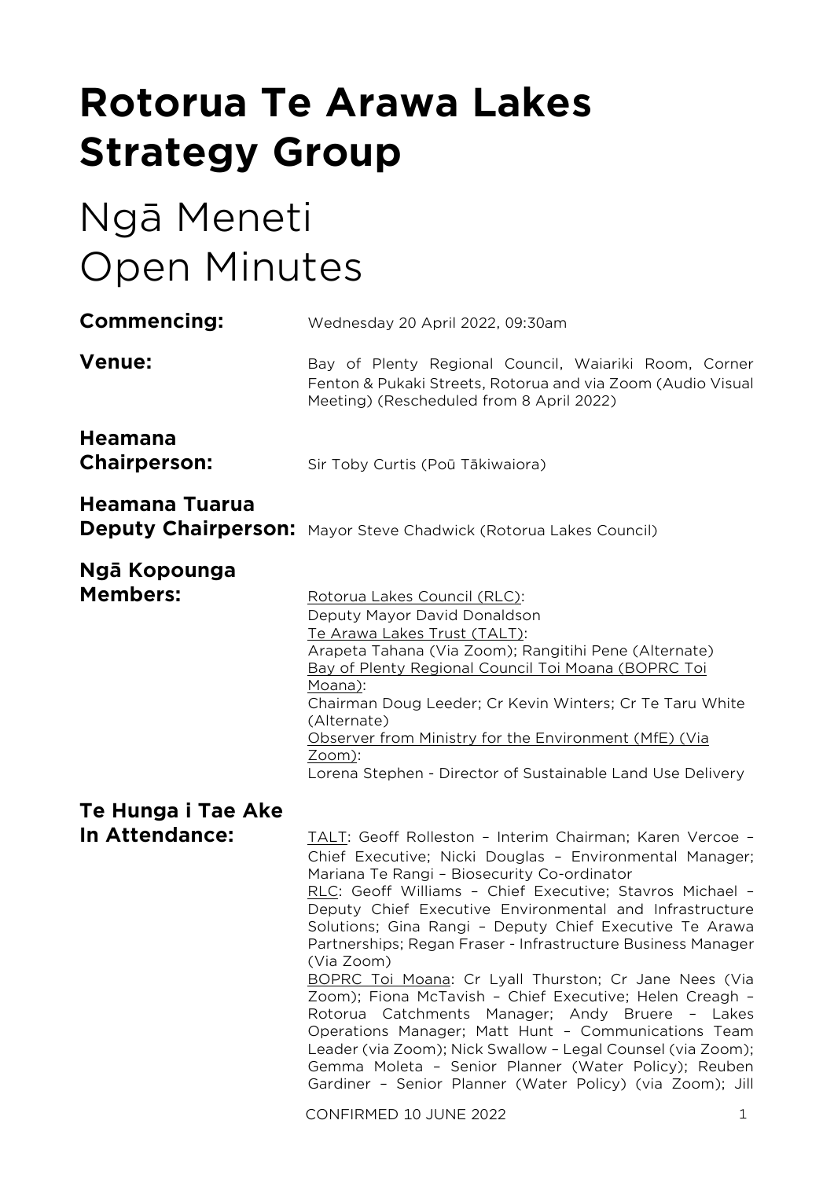# Rotorua Te Arawa Lakes Strategy Group

# Ngā Meneti
# Open Minutes

**Commencing:** Wednesday 20 April 2022, 09:30am

**Venue:** Bay of Plenty Regional Council, Waiariki Room, Corner Fenton & Pukaki Streets, Rotorua and via Zoom (Audio Visual Meeting) (Rescheduled from 8 April 2022)

**Heamana Chairperson:** Sir Toby Curtis (Poū Tākiwaiora)

**Heamana Tuarua Deputy Chairperson:** Mayor Steve Chadwick (Rotorua Lakes Council)

**Ngā Kopounga Members:**

Rotorua Lakes Council (RLC):
Deputy Mayor David Donaldson
Te Arawa Lakes Trust (TALT):
Arapeta Tahana (Via Zoom); Rangitihi Pene (Alternate)
Bay of Plenty Regional Council Toi Moana (BOPRC Toi Moana):
Chairman Doug Leeder; Cr Kevin Winters; Cr Te Taru White (Alternate)
Observer from Ministry for the Environment (MfE) (Via Zoom):
Lorena Stephen - Director of Sustainable Land Use Delivery

**Te Hunga i Tae Ake In Attendance:**

TALT: Geoff Rolleston – Interim Chairman; Karen Vercoe – Chief Executive; Nicki Douglas – Environmental Manager; Mariana Te Rangi – Biosecurity Co-ordinator
RLC: Geoff Williams – Chief Executive; Stavros Michael – Deputy Chief Executive Environmental and Infrastructure Solutions; Gina Rangi – Deputy Chief Executive Te Arawa Partnerships; Regan Fraser - Infrastructure Business Manager (Via Zoom)
BOPRC Toi Moana: Cr Lyall Thurston; Cr Jane Nees (Via Zoom); Fiona McTavish – Chief Executive; Helen Creagh – Rotorua Catchments Manager; Andy Bruere – Lakes Operations Manager; Matt Hunt – Communications Team Leader (via Zoom); Nick Swallow – Legal Counsel (via Zoom); Gemma Moleta – Senior Planner (Water Policy); Reuben Gardiner – Senior Planner (Water Policy) (via Zoom); Jill

CONFIRMED 10 JUNE 2022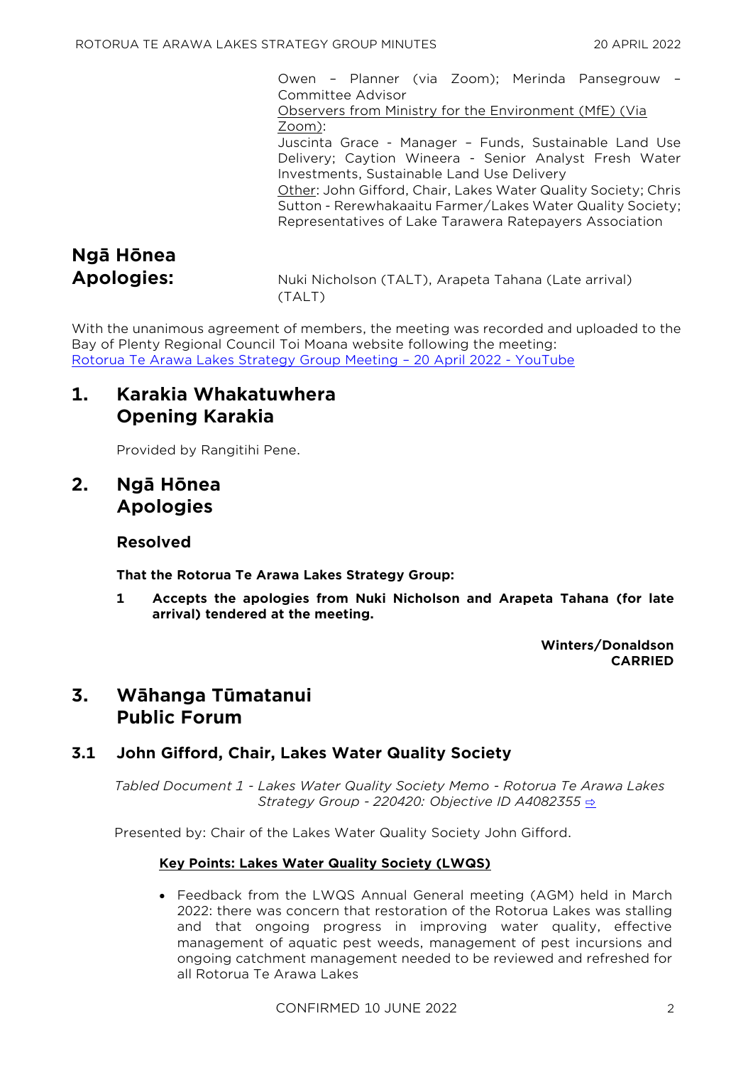Owen – Planner (via Zoom); Merinda Pansegrouw – Committee Advisor

Observers from Ministry for the Environment (MfE) (Via Zoom):

Juscinta Grace - Manager – Funds, Sustainable Land Use Delivery; Caytion Wineera - Senior Analyst Fresh Water Investments, Sustainable Land Use Delivery

Other: John Gifford, Chair, Lakes Water Quality Society; Chris Sutton - Rerewhakaaitu Farmer/Lakes Water Quality Society; Representatives of Lake Tarawera Ratepayers Association

**Ngā Hōnea Apologies:** Nuki Nicholson (TALT), Arapeta Tahana (Late arrival) (TALT)

With the unanimous agreement of members, the meeting was recorded and uploaded to the Bay of Plenty Regional Council Toi Moana website following the meeting: Rotorua Te Arawa Lakes Strategy Group Meeting – 20 April 2022 - YouTube

# 1. Karakia Whakatuwhera Opening Karakia

Provided by Rangitihi Pene.

# 2. Ngā Hōnea Apologies

### Resolved

**That the Rotorua Te Arawa Lakes Strategy Group:**

**1 Accepts the apologies from Nuki Nicholson and Arapeta Tahana (for late arrival) tendered at the meeting.**

**Winters/Donaldson**
**CARRIED**

# 3. Wāhanga Tūmatanui Public Forum

## 3.1 John Gifford, Chair, Lakes Water Quality Society

*Tabled Document 1 - Lakes Water Quality Society Memo - Rotorua Te Arawa Lakes Strategy Group - 220420: Objective ID A4082355* ⇨

Presented by: Chair of the Lakes Water Quality Society John Gifford.

**Key Points: Lakes Water Quality Society (LWQS)**

- Feedback from the LWQS Annual General meeting (AGM) held in March 2022: there was concern that restoration of the Rotorua Lakes was stalling and that ongoing progress in improving water quality, effective management of aquatic pest weeds, management of pest incursions and ongoing catchment management needed to be reviewed and refreshed for all Rotorua Te Arawa Lakes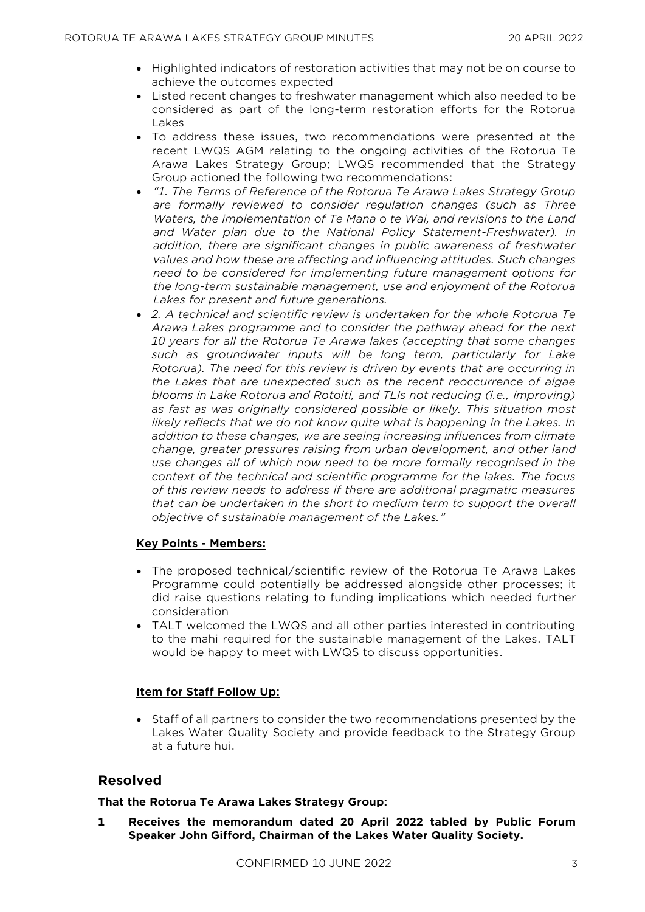- Highlighted indicators of restoration activities that may not be on course to achieve the outcomes expected
- Listed recent changes to freshwater management which also needed to be considered as part of the long-term restoration efforts for the Rotorua Lakes
- To address these issues, two recommendations were presented at the recent LWQS AGM relating to the ongoing activities of the Rotorua Te Arawa Lakes Strategy Group; LWQS recommended that the Strategy Group actioned the following two recommendations:
- *"1. The Terms of Reference of the Rotorua Te Arawa Lakes Strategy Group are formally reviewed to consider regulation changes (such as Three Waters, the implementation of Te Mana o te Wai, and revisions to the Land and Water plan due to the National Policy Statement-Freshwater). In addition, there are significant changes in public awareness of freshwater values and how these are affecting and influencing attitudes. Such changes need to be considered for implementing future management options for the long-term sustainable management, use and enjoyment of the Rotorua Lakes for present and future generations.*
- *2. A technical and scientific review is undertaken for the whole Rotorua Te Arawa Lakes programme and to consider the pathway ahead for the next 10 years for all the Rotorua Te Arawa lakes (accepting that some changes such as groundwater inputs will be long term, particularly for Lake Rotorua). The need for this review is driven by events that are occurring in the Lakes that are unexpected such as the recent reoccurrence of algae blooms in Lake Rotorua and Rotoiti, and TLIs not reducing (i.e., improving) as fast as was originally considered possible or likely. This situation most likely reflects that we do not know quite what is happening in the Lakes. In addition to these changes, we are seeing increasing influences from climate change, greater pressures raising from urban development, and other land use changes all of which now need to be more formally recognised in the context of the technical and scientific programme for the lakes. The focus of this review needs to address if there are additional pragmatic measures that can be undertaken in the short to medium term to support the overall objective of sustainable management of the Lakes."*

**Key Points - Members:**

- The proposed technical/scientific review of the Rotorua Te Arawa Lakes Programme could potentially be addressed alongside other processes; it did raise questions relating to funding implications which needed further consideration
- TALT welcomed the LWQS and all other parties interested in contributing to the mahi required for the sustainable management of the Lakes. TALT would be happy to meet with LWQS to discuss opportunities.

**Item for Staff Follow Up:**

- Staff of all partners to consider the two recommendations presented by the Lakes Water Quality Society and provide feedback to the Strategy Group at a future hui.

## Resolved

**That the Rotorua Te Arawa Lakes Strategy Group:**

**1 Receives the memorandum dated 20 April 2022 tabled by Public Forum Speaker John Gifford, Chairman of the Lakes Water Quality Society.**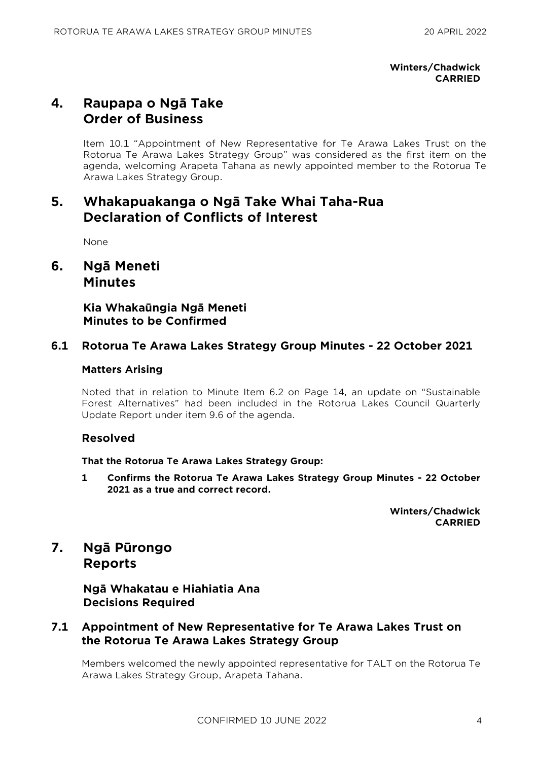**Winters/Chadwick**
**CARRIED**

# 4. Raupapa o Ngā Take Order of Business

Item 10.1 "Appointment of New Representative for Te Arawa Lakes Trust on the Rotorua Te Arawa Lakes Strategy Group" was considered as the first item on the agenda, welcoming Arapeta Tahana as newly appointed member to the Rotorua Te Arawa Lakes Strategy Group.

# 5. Whakapuakanga o Ngā Take Whai Taha-Rua Declaration of Conflicts of Interest

None

# 6. Ngā Meneti Minutes

## Kia Whakaūngia Ngā Meneti Minutes to be Confirmed

### 6.1 Rotorua Te Arawa Lakes Strategy Group Minutes - 22 October 2021

#### Matters Arising

Noted that in relation to Minute Item 6.2 on Page 14, an update on "Sustainable Forest Alternatives" had been included in the Rotorua Lakes Council Quarterly Update Report under item 9.6 of the agenda.

#### Resolved

**That the Rotorua Te Arawa Lakes Strategy Group:**

**1 Confirms the Rotorua Te Arawa Lakes Strategy Group Minutes - 22 October 2021 as a true and correct record.**

**Winters/Chadwick**
**CARRIED**

# 7. Ngā Pūrongo Reports

## Ngā Whakatau e Hiahiatia Ana Decisions Required

### 7.1 Appointment of New Representative for Te Arawa Lakes Trust on the Rotorua Te Arawa Lakes Strategy Group

Members welcomed the newly appointed representative for TALT on the Rotorua Te Arawa Lakes Strategy Group, Arapeta Tahana.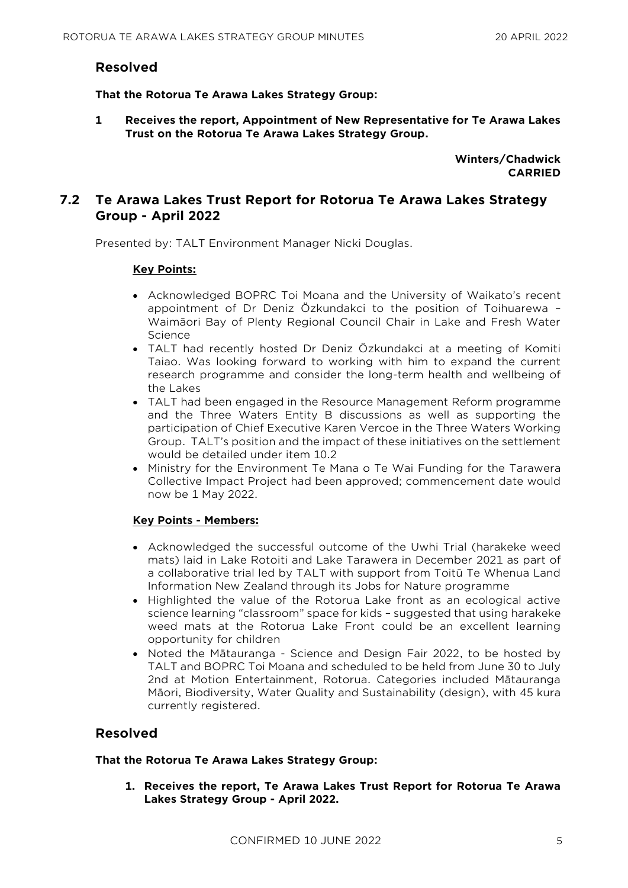## Resolved

**That the Rotorua Te Arawa Lakes Strategy Group:**

**1 Receives the report, Appointment of New Representative for Te Arawa Lakes Trust on the Rotorua Te Arawa Lakes Strategy Group.**

**Winters/Chadwick**
**CARRIED**

## 7.2 Te Arawa Lakes Trust Report for Rotorua Te Arawa Lakes Strategy Group - April 2022

Presented by: TALT Environment Manager Nicki Douglas.

**Key Points:**

- Acknowledged BOPRC Toi Moana and the University of Waikato's recent appointment of Dr Deniz Özkundakci to the position of Toihuarewa – Waimāori Bay of Plenty Regional Council Chair in Lake and Fresh Water Science
- TALT had recently hosted Dr Deniz Özkundakci at a meeting of Komiti Taiao. Was looking forward to working with him to expand the current research programme and consider the long-term health and wellbeing of the Lakes
- TALT had been engaged in the Resource Management Reform programme and the Three Waters Entity B discussions as well as supporting the participation of Chief Executive Karen Vercoe in the Three Waters Working Group. TALT's position and the impact of these initiatives on the settlement would be detailed under item 10.2
- Ministry for the Environment Te Mana o Te Wai Funding for the Tarawera Collective Impact Project had been approved; commencement date would now be 1 May 2022.

**Key Points - Members:**

- Acknowledged the successful outcome of the Uwhi Trial (harakeke weed mats) laid in Lake Rotoiti and Lake Tarawera in December 2021 as part of a collaborative trial led by TALT with support from Toitū Te Whenua Land Information New Zealand through its Jobs for Nature programme
- Highlighted the value of the Rotorua Lake front as an ecological active science learning "classroom" space for kids – suggested that using harakeke weed mats at the Rotorua Lake Front could be an excellent learning opportunity for children
- Noted the Mātauranga - Science and Design Fair 2022, to be hosted by TALT and BOPRC Toi Moana and scheduled to be held from June 30 to July 2nd at Motion Entertainment, Rotorua. Categories included Mātauranga Māori, Biodiversity, Water Quality and Sustainability (design), with 45 kura currently registered.

## Resolved

**That the Rotorua Te Arawa Lakes Strategy Group:**

1. **Receives the report, Te Arawa Lakes Trust Report for Rotorua Te Arawa Lakes Strategy Group - April 2022.**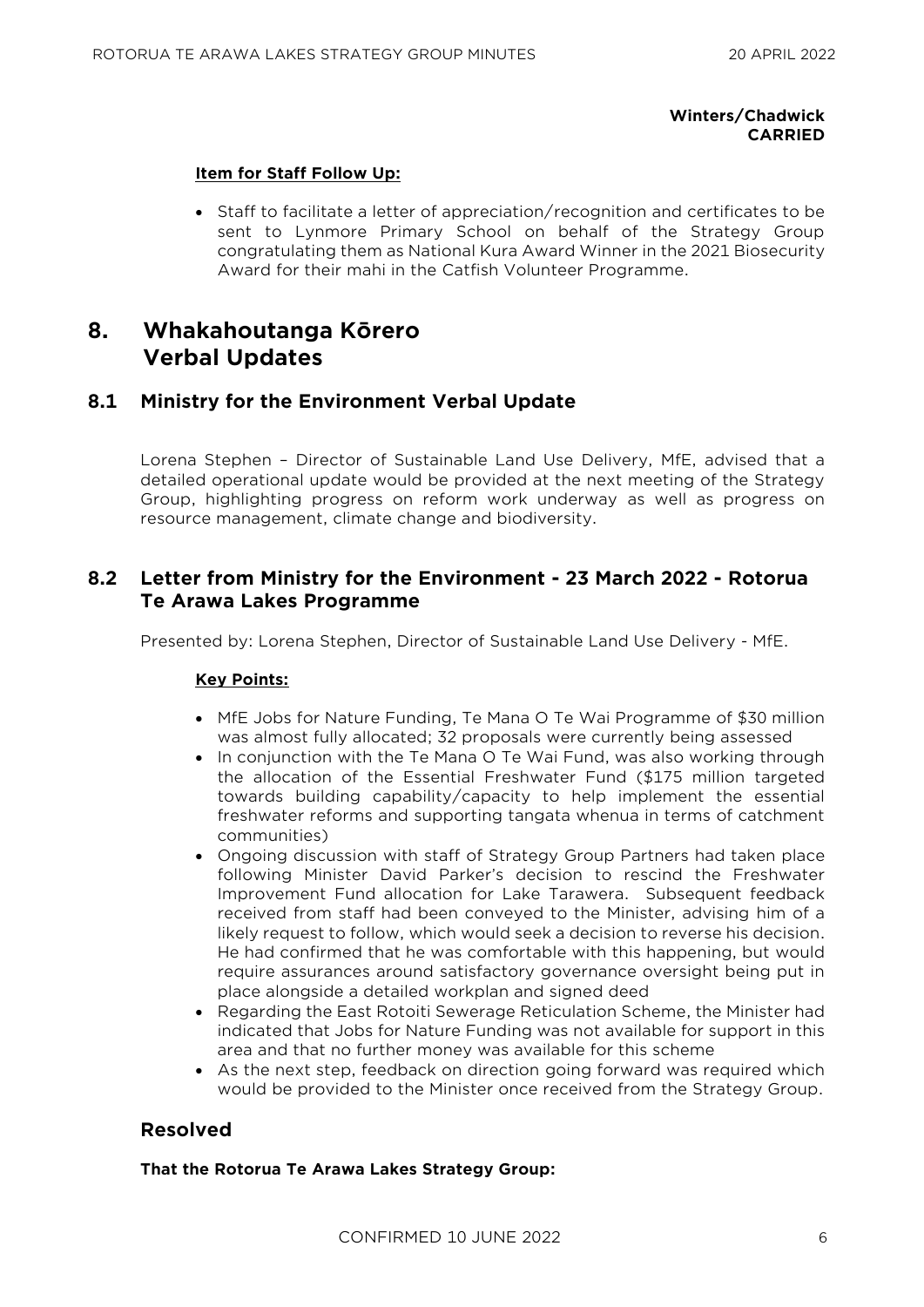**Winters/Chadwick**
**CARRIED**

**Item for Staff Follow Up:**

- Staff to facilitate a letter of appreciation/recognition and certificates to be sent to Lynmore Primary School on behalf of the Strategy Group congratulating them as National Kura Award Winner in the 2021 Biosecurity Award for their mahi in the Catfish Volunteer Programme.

# 8. Whakahoutanga Kōrero Verbal Updates

## 8.1 Ministry for the Environment Verbal Update

Lorena Stephen – Director of Sustainable Land Use Delivery, MfE, advised that a detailed operational update would be provided at the next meeting of the Strategy Group, highlighting progress on reform work underway as well as progress on resource management, climate change and biodiversity.

## 8.2 Letter from Ministry for the Environment - 23 March 2022 - Rotorua Te Arawa Lakes Programme

Presented by: Lorena Stephen, Director of Sustainable Land Use Delivery - MfE.

**Key Points:**

- MfE Jobs for Nature Funding, Te Mana O Te Wai Programme of $30 million was almost fully allocated; 32 proposals were currently being assessed
- In conjunction with the Te Mana O Te Wai Fund, was also working through the allocation of the Essential Freshwater Fund ($175 million targeted towards building capability/capacity to help implement the essential freshwater reforms and supporting tangata whenua in terms of catchment communities)
- Ongoing discussion with staff of Strategy Group Partners had taken place following Minister David Parker's decision to rescind the Freshwater Improvement Fund allocation for Lake Tarawera. Subsequent feedback received from staff had been conveyed to the Minister, advising him of a likely request to follow, which would seek a decision to reverse his decision. He had confirmed that he was comfortable with this happening, but would require assurances around satisfactory governance oversight being put in place alongside a detailed workplan and signed deed
- Regarding the East Rotoiti Sewerage Reticulation Scheme, the Minister had indicated that Jobs for Nature Funding was not available for support in this area and that no further money was available for this scheme
- As the next step, feedback on direction going forward was required which would be provided to the Minister once received from the Strategy Group.

### Resolved

**That the Rotorua Te Arawa Lakes Strategy Group:**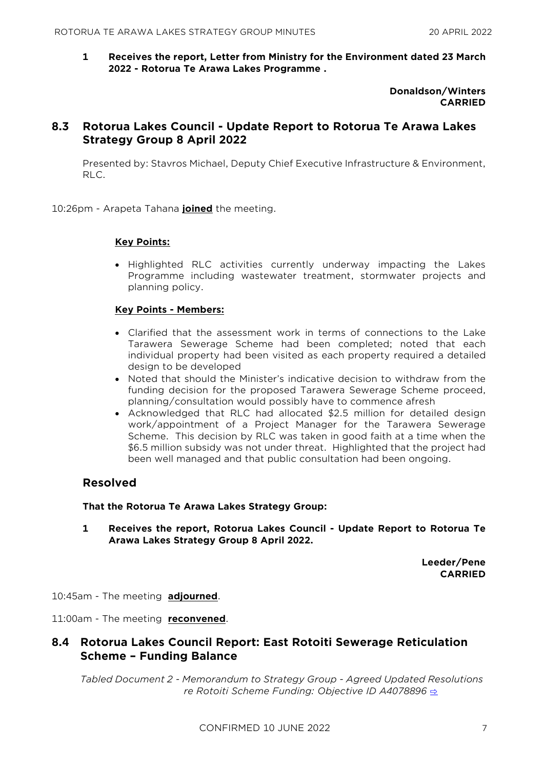**1 Receives the report, Letter from Ministry for the Environment dated 23 March 2022 - Rotorua Te Arawa Lakes Programme .**

**Donaldson/Winters**
**CARRIED**

## 8.3 Rotorua Lakes Council - Update Report to Rotorua Te Arawa Lakes Strategy Group 8 April 2022

Presented by: Stavros Michael, Deputy Chief Executive Infrastructure & Environment, RLC.

10:26pm - Arapeta Tahana **joined** the meeting.

**Key Points:**

- Highlighted RLC activities currently underway impacting the Lakes Programme including wastewater treatment, stormwater projects and planning policy.

**Key Points - Members:**

- Clarified that the assessment work in terms of connections to the Lake Tarawera Sewerage Scheme had been completed; noted that each individual property had been visited as each property required a detailed design to be developed
- Noted that should the Minister's indicative decision to withdraw from the funding decision for the proposed Tarawera Sewerage Scheme proceed, planning/consultation would possibly have to commence afresh
- Acknowledged that RLC had allocated $2.5 million for detailed design work/appointment of a Project Manager for the Tarawera Sewerage Scheme. This decision by RLC was taken in good faith at a time when the $6.5 million subsidy was not under threat. Highlighted that the project had been well managed and that public consultation had been ongoing.

### Resolved

**That the Rotorua Te Arawa Lakes Strategy Group:**

**1 Receives the report, Rotorua Lakes Council - Update Report to Rotorua Te Arawa Lakes Strategy Group 8 April 2022.**

**Leeder/Pene**
**CARRIED**

10:45am - The meeting **adjourned**.

11:00am - The meeting **reconvened**.

## 8.4 Rotorua Lakes Council Report: East Rotoiti Sewerage Reticulation Scheme – Funding Balance

*Tabled Document 2 - Memorandum to Strategy Group - Agreed Updated Resolutions re Rotoiti Scheme Funding: Objective ID A4078896* ⇨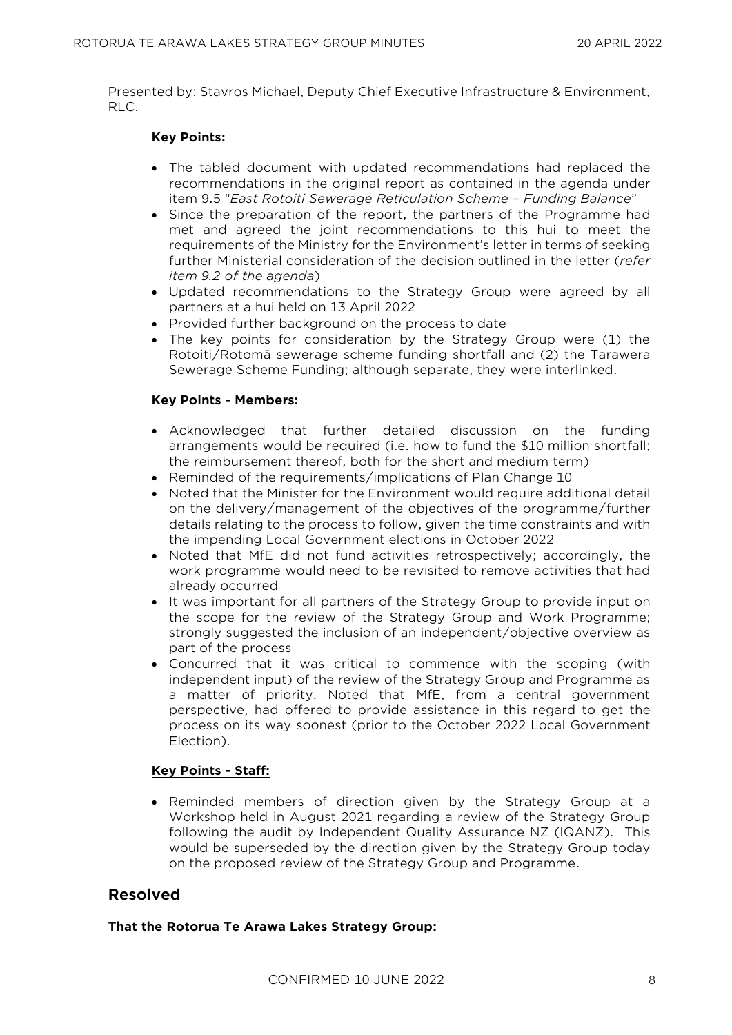Presented by: Stavros Michael, Deputy Chief Executive Infrastructure & Environment, RLC.

**Key Points:**

- The tabled document with updated recommendations had replaced the recommendations in the original report as contained in the agenda under item 9.5 "*East Rotoiti Sewerage Reticulation Scheme – Funding Balance*"
- Since the preparation of the report, the partners of the Programme had met and agreed the joint recommendations to this hui to meet the requirements of the Ministry for the Environment's letter in terms of seeking further Ministerial consideration of the decision outlined in the letter (*refer item 9.2 of the agenda*)
- Updated recommendations to the Strategy Group were agreed by all partners at a hui held on 13 April 2022
- Provided further background on the process to date
- The key points for consideration by the Strategy Group were (1) the Rotoiti/Rotomā sewerage scheme funding shortfall and (2) the Tarawera Sewerage Scheme Funding; although separate, they were interlinked.

**Key Points - Members:**

- Acknowledged that further detailed discussion on the funding arrangements would be required (i.e. how to fund the $10 million shortfall; the reimbursement thereof, both for the short and medium term)
- Reminded of the requirements/implications of Plan Change 10
- Noted that the Minister for the Environment would require additional detail on the delivery/management of the objectives of the programme/further details relating to the process to follow, given the time constraints and with the impending Local Government elections in October 2022
- Noted that MfE did not fund activities retrospectively; accordingly, the work programme would need to be revisited to remove activities that had already occurred
- It was important for all partners of the Strategy Group to provide input on the scope for the review of the Strategy Group and Work Programme; strongly suggested the inclusion of an independent/objective overview as part of the process
- Concurred that it was critical to commence with the scoping (with independent input) of the review of the Strategy Group and Programme as a matter of priority. Noted that MfE, from a central government perspective, had offered to provide assistance in this regard to get the process on its way soonest (prior to the October 2022 Local Government Election).

**Key Points - Staff:**

- Reminded members of direction given by the Strategy Group at a Workshop held in August 2021 regarding a review of the Strategy Group following the audit by Independent Quality Assurance NZ (IQANZ). This would be superseded by the direction given by the Strategy Group today on the proposed review of the Strategy Group and Programme.

## Resolved

**That the Rotorua Te Arawa Lakes Strategy Group:**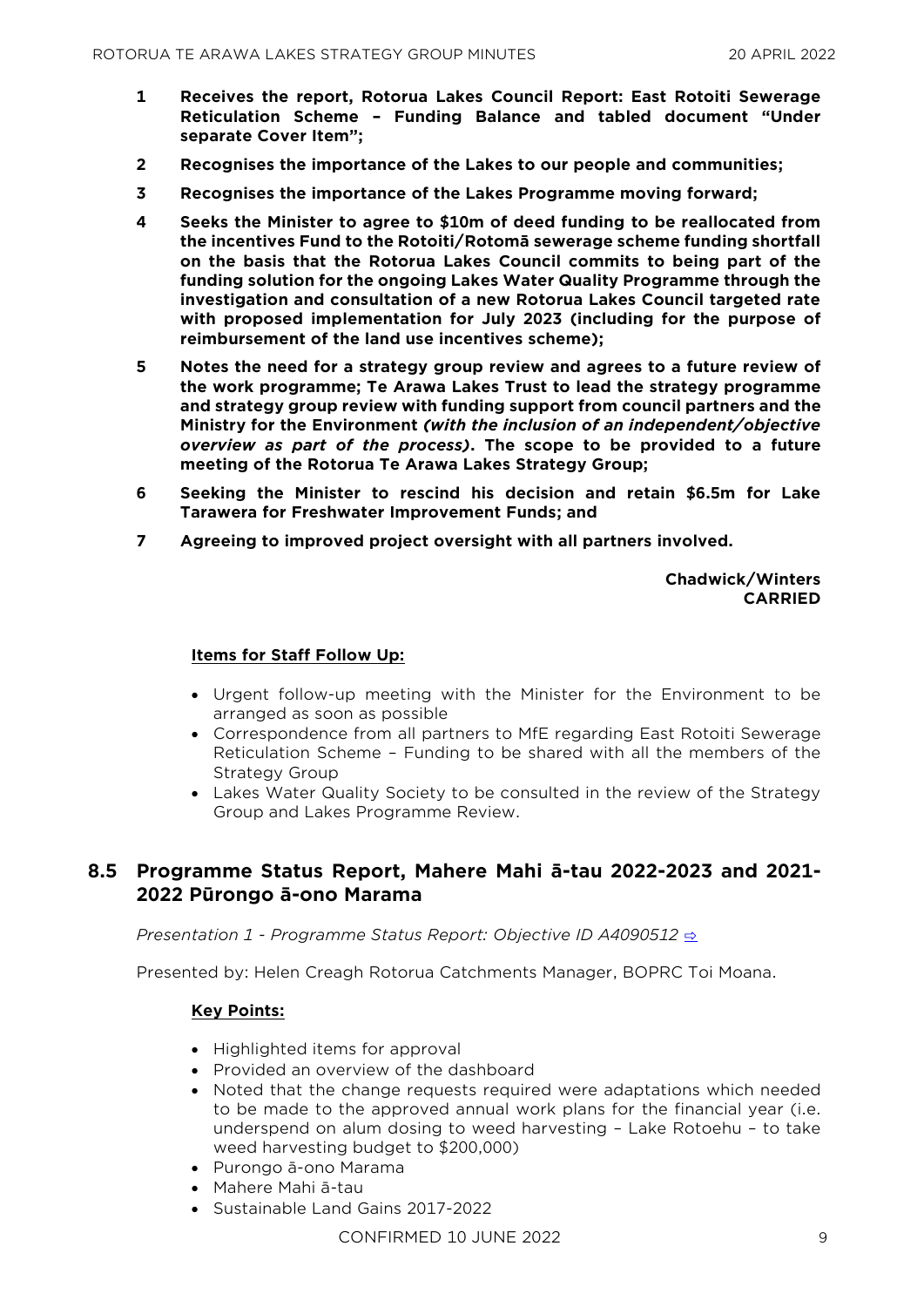1. **Receives the report, Rotorua Lakes Council Report: East Rotoiti Sewerage Reticulation Scheme – Funding Balance and tabled document "Under separate Cover Item";**
2. **Recognises the importance of the Lakes to our people and communities;**
3. **Recognises the importance of the Lakes Programme moving forward;**
4. **Seeks the Minister to agree to $10m of deed funding to be reallocated from the incentives Fund to the Rotoiti/Rotomā sewerage scheme funding shortfall on the basis that the Rotorua Lakes Council commits to being part of the funding solution for the ongoing Lakes Water Quality Programme through the investigation and consultation of a new Rotorua Lakes Council targeted rate with proposed implementation for July 2023 (including for the purpose of reimbursement of the land use incentives scheme);**
5. **Notes the need for a strategy group review and agrees to a future review of the work programme; Te Arawa Lakes Trust to lead the strategy programme and strategy group review with funding support from council partners and the Ministry for the Environment *(with the inclusion of an independent/objective overview as part of the process)*. The scope to be provided to a future meeting of the Rotorua Te Arawa Lakes Strategy Group;**
6. **Seeking the Minister to rescind his decision and retain $6.5m for Lake Tarawera for Freshwater Improvement Funds; and**
7. **Agreeing to improved project oversight with all partners involved.**

**Chadwick/Winters**
**CARRIED**

**Items for Staff Follow Up:**

- Urgent follow-up meeting with the Minister for the Environment to be arranged as soon as possible
- Correspondence from all partners to MfE regarding East Rotoiti Sewerage Reticulation Scheme – Funding to be shared with all the members of the Strategy Group
- Lakes Water Quality Society to be consulted in the review of the Strategy Group and Lakes Programme Review.

## 8.5 Programme Status Report, Mahere Mahi ā-tau 2022-2023 and 2021-2022 Pūrongo ā-ono Marama

*Presentation 1 - Programme Status Report: Objective ID A4090512* ⇨

Presented by: Helen Creagh Rotorua Catchments Manager, BOPRC Toi Moana.

**Key Points:**

- Highlighted items for approval
- Provided an overview of the dashboard
- Noted that the change requests required were adaptations which needed to be made to the approved annual work plans for the financial year (i.e. underspend on alum dosing to weed harvesting – Lake Rotoehu – to take weed harvesting budget to $200,000)
- Purongo ā-ono Marama
- Mahere Mahi ā-tau
- Sustainable Land Gains 2017-2022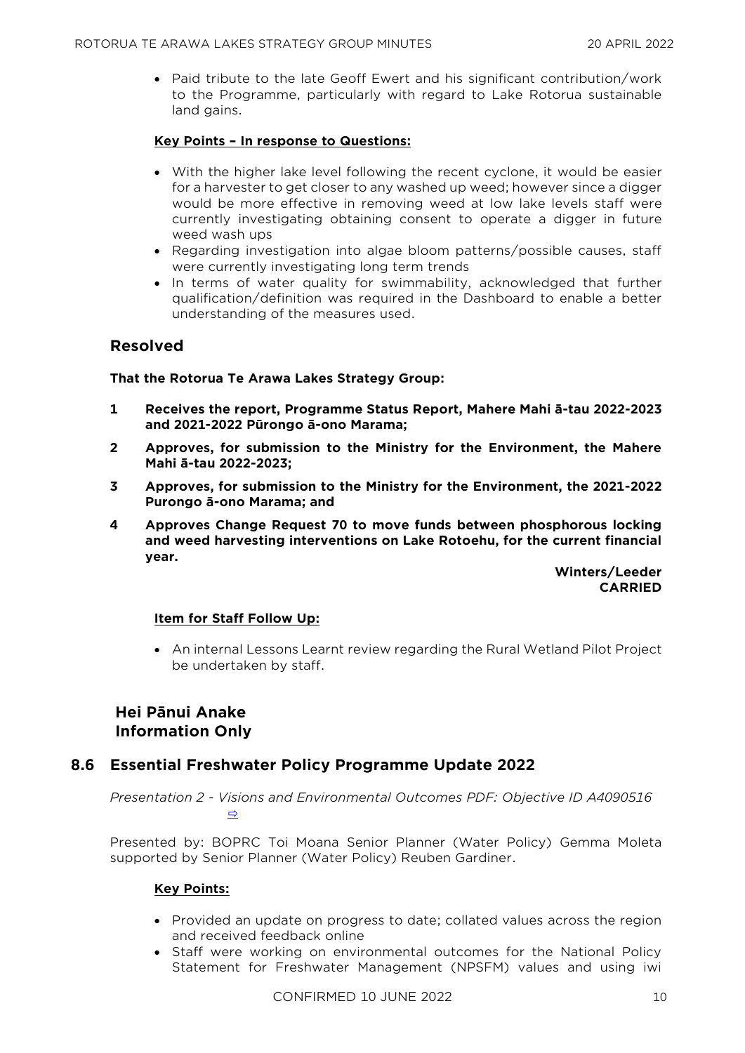- Paid tribute to the late Geoff Ewert and his significant contribution/work to the Programme, particularly with regard to Lake Rotorua sustainable land gains.

**Key Points – In response to Questions:**

- With the higher lake level following the recent cyclone, it would be easier for a harvester to get closer to any washed up weed; however since a digger would be more effective in removing weed at low lake levels staff were currently investigating obtaining consent to operate a digger in future weed wash ups
- Regarding investigation into algae bloom patterns/possible causes, staff were currently investigating long term trends
- In terms of water quality for swimmability, acknowledged that further qualification/definition was required in the Dashboard to enable a better understanding of the measures used.

## Resolved

**That the Rotorua Te Arawa Lakes Strategy Group:**

**1 Receives the report, Programme Status Report, Mahere Mahi ā-tau 2022-2023 and 2021-2022 Pūrongo ā-ono Marama;**

**2 Approves, for submission to the Ministry for the Environment, the Mahere Mahi ā-tau 2022-2023;**

**3 Approves, for submission to the Ministry for the Environment, the 2021-2022 Purongo ā-ono Marama; and**

**4 Approves Change Request 70 to move funds between phosphorous locking and weed harvesting interventions on Lake Rotoehu, for the current financial year.**

**Winters/Leeder**
**CARRIED**

**Item for Staff Follow Up:**

- An internal Lessons Learnt review regarding the Rural Wetland Pilot Project be undertaken by staff.

## Hei Pānui Anake
## Information Only

## 8.6 Essential Freshwater Policy Programme Update 2022

*Presentation 2 - Visions and Environmental Outcomes PDF: Objective ID A4090516* ⇨

Presented by: BOPRC Toi Moana Senior Planner (Water Policy) Gemma Moleta supported by Senior Planner (Water Policy) Reuben Gardiner.

**Key Points:**

- Provided an update on progress to date; collated values across the region and received feedback online
- Staff were working on environmental outcomes for the National Policy Statement for Freshwater Management (NPSFM) values and using iwi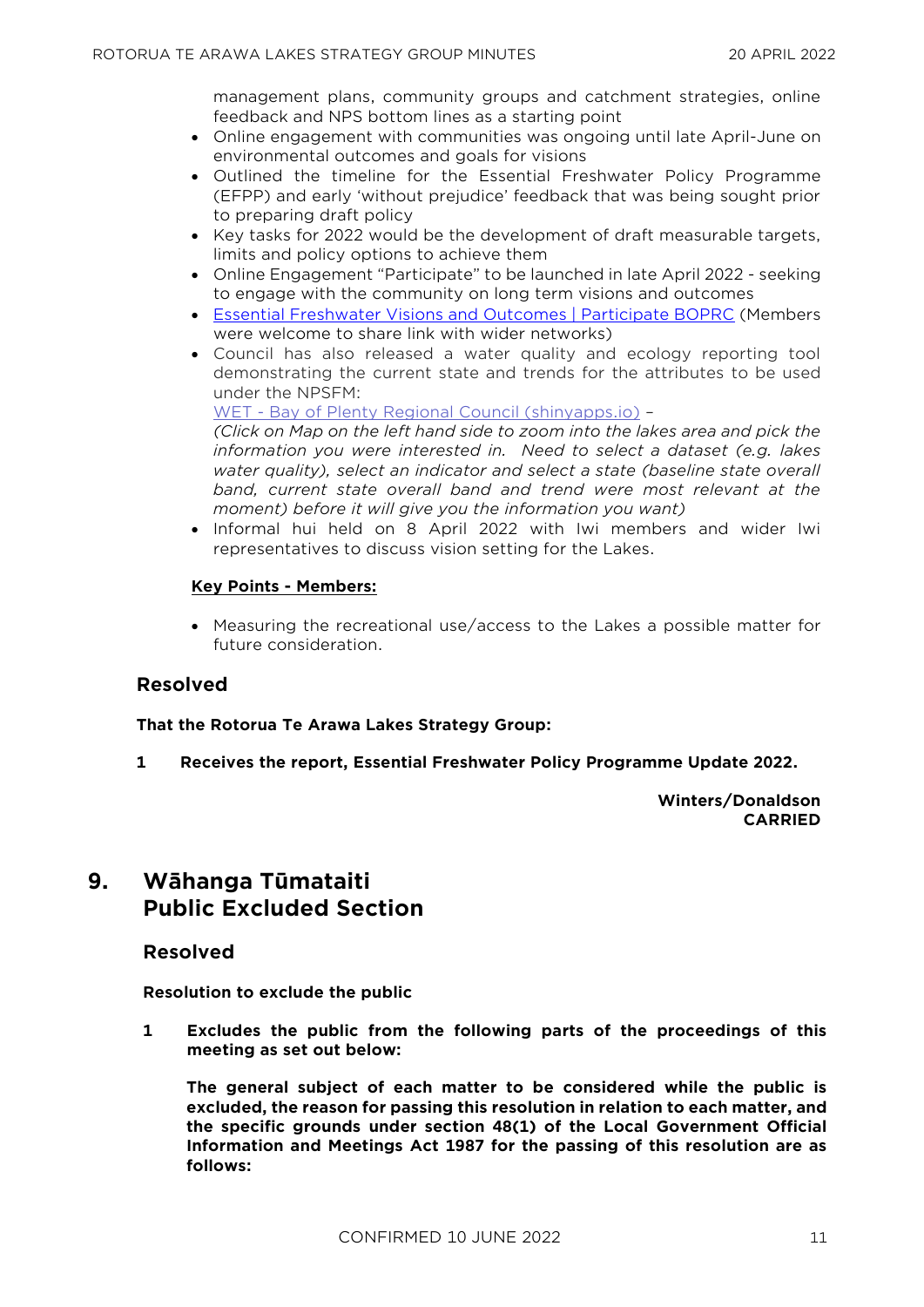management plans, community groups and catchment strategies, online feedback and NPS bottom lines as a starting point

- Online engagement with communities was ongoing until late April-June on environmental outcomes and goals for visions
- Outlined the timeline for the Essential Freshwater Policy Programme (EFPP) and early 'without prejudice' feedback that was being sought prior to preparing draft policy
- Key tasks for 2022 would be the development of draft measurable targets, limits and policy options to achieve them
- Online Engagement "Participate" to be launched in late April 2022 - seeking to engage with the community on long term visions and outcomes
- Essential Freshwater Visions and Outcomes | Participate BOPRC (Members were welcome to share link with wider networks)
- Council has also released a water quality and ecology reporting tool demonstrating the current state and trends for the attributes to be used under the NPSFM:
  WET - Bay of Plenty Regional Council (shinyapps.io) –
  *(Click on Map on the left hand side to zoom into the lakes area and pick the information you were interested in. Need to select a dataset (e.g. lakes water quality), select an indicator and select a state (baseline state overall band, current state overall band and trend were most relevant at the moment) before it will give you the information you want)*
- Informal hui held on 8 April 2022 with Iwi members and wider Iwi representatives to discuss vision setting for the Lakes.

**Key Points - Members:**

- Measuring the recreational use/access to the Lakes a possible matter for future consideration.

### Resolved

**That the Rotorua Te Arawa Lakes Strategy Group:**

**1 Receives the report, Essential Freshwater Policy Programme Update 2022.**

**Winters/Donaldson**
**CARRIED**

## 9. Wāhanga Tūmataiti Public Excluded Section

### Resolved

**Resolution to exclude the public**

**1 Excludes the public from the following parts of the proceedings of this meeting as set out below:**

**The general subject of each matter to be considered while the public is excluded, the reason for passing this resolution in relation to each matter, and the specific grounds under section 48(1) of the Local Government Official Information and Meetings Act 1987 for the passing of this resolution are as follows:**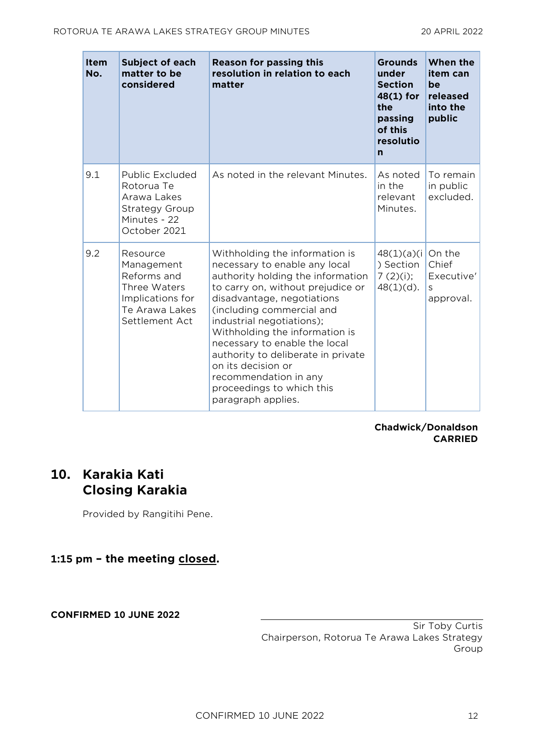| Item No. | Subject of each matter to be considered | Reason for passing this resolution in relation to each matter | Grounds under Section 48(1) for the passing of this resolution | When the item can be released into the public |
|---|---|---|---|---|
| 9.1 | Public Excluded Rotorua Te Arawa Lakes Strategy Group Minutes - 22 October 2021 | As noted in the relevant Minutes. | As noted in the relevant Minutes. | To remain in public excluded. |
| 9.2 | Resource Management Reforms and Three Waters Implications for Te Arawa Lakes Settlement Act | Withholding the information is necessary to enable any local authority holding the information to carry on, without prejudice or disadvantage, negotiations (including commercial and industrial negotiations); Withholding the information is necessary to enable the local authority to deliberate in private on its decision or recommendation in any proceedings to which this paragraph applies. | 48(1)(a)(i) Section 7 (2)(i); 48(1)(d). | On the Chief Executive's approval. |

**Chadwick/Donaldson**
**CARRIED**

## 10. Karakia Kati Closing Karakia

Provided by Rangitihi Pene.

**1:15 pm – the meeting closed.**

**CONFIRMED 10 JUNE 2022**

Sir Toby Curtis
Chairperson, Rotorua Te Arawa Lakes Strategy Group